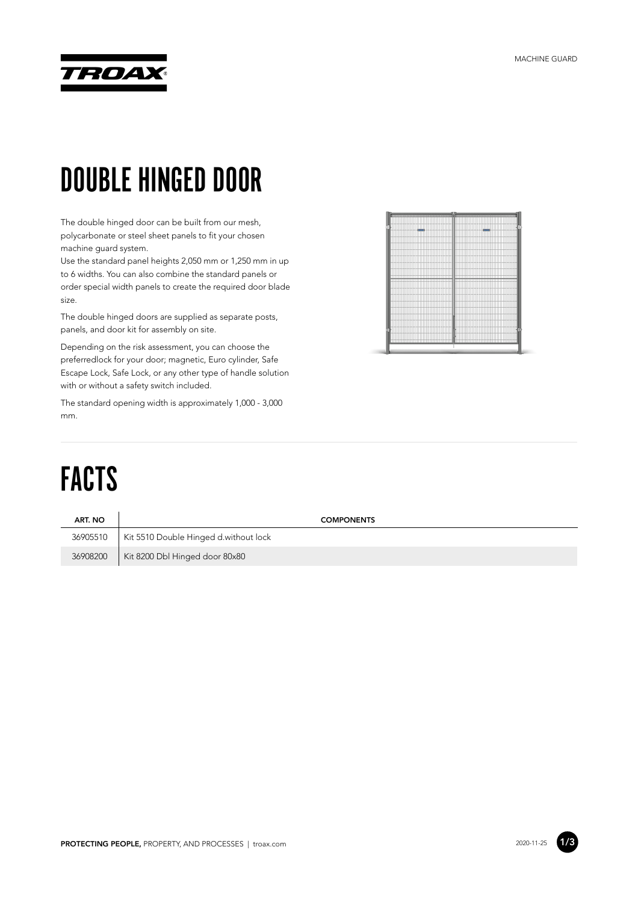# DOUBLE HINGED DOOR

The double hinged door can be built from our mesh, polycarbonate or steel sheet panels to fit your chosen machine guard system.

Use the standard panel heights 2,050 mm or 1,250 mm in up to 6 widths. You can also combine the standard panels or order special width panels to create the required door blade size.

The double hinged doors are supplied as separate posts, panels, and door kit for assembly on site.

Depending on the risk assessment, you can choose the preferredlock for your door; magnetic, Euro cylinder, Safe Escape Lock, Safe Lock, or any other type of handle solution with or without a safety switch included.

The standard opening width is approximately 1,000 - 3,000 mm.

# FACTS

| ART. NO | COMPONENTS |
|---|---|
| 36905510 | Kit 5510 Double Hinged d.without lock |
| 36908200 | Kit 8200 Dbl Hinged door 80x80 |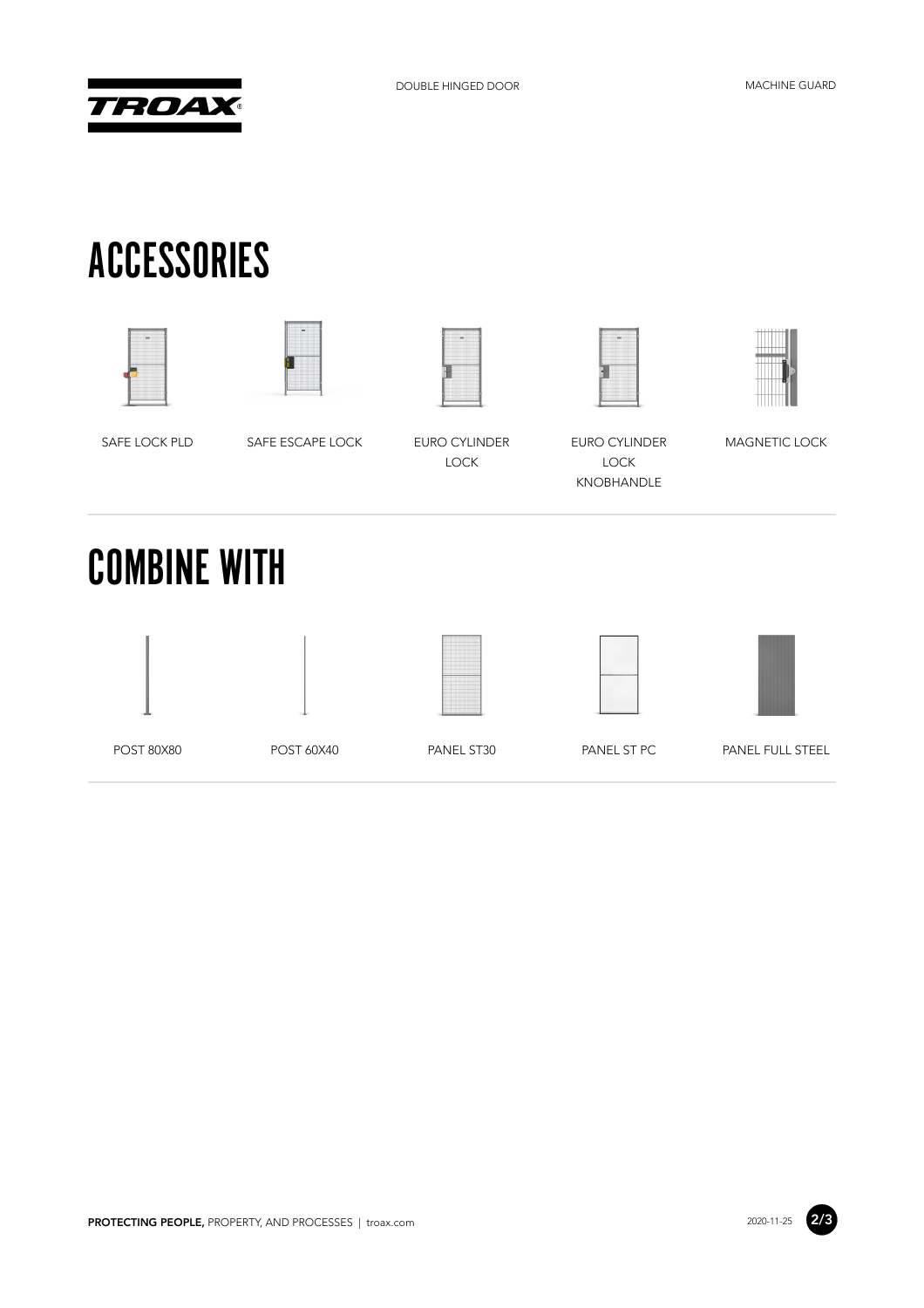# ACCESSORIES

- SAFE LOCK PLD
- SAFE ESCAPE LOCK
- EURO CYLINDER LOCK
- EURO CYLINDER LOCK KNOBHANDLE
- MAGNETIC LOCK

# COMBINE WITH

- POST 80X80
- POST 60X40
- PANEL ST30
- PANEL ST PC
- PANEL FULL STEEL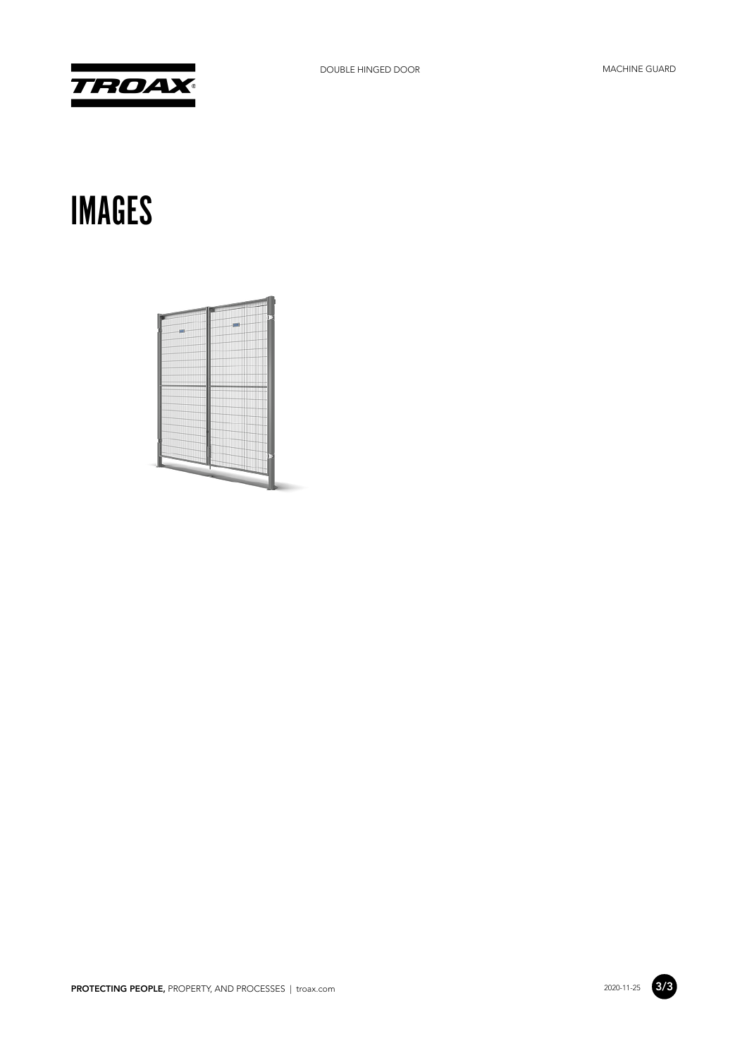# IMAGES